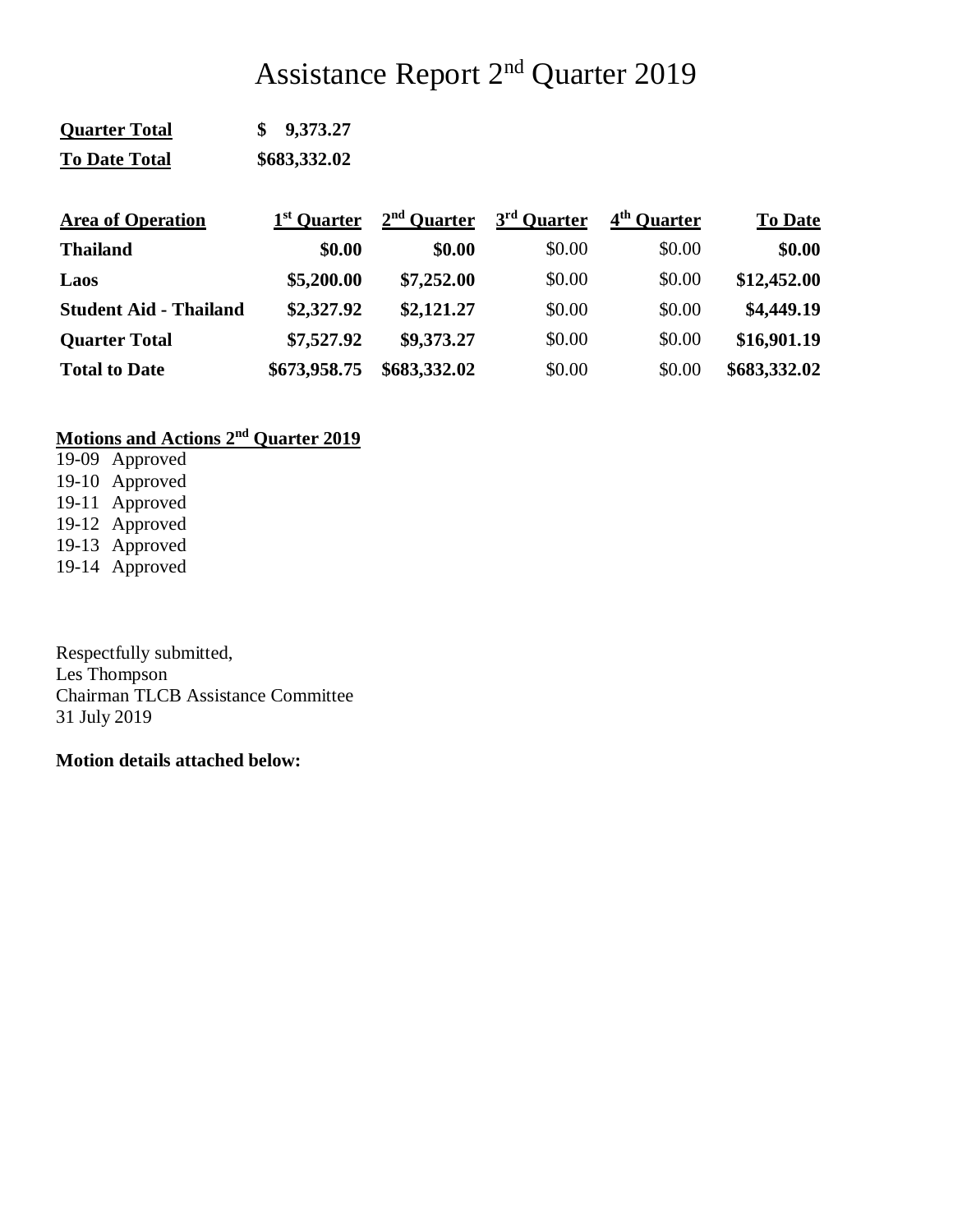# Assistance Report 2nd Quarter 2019

**Quarter Total** **$ 9,373.27**

**To Date Total** **$683,332.02**

| Area of Operation | 1st Quarter | 2nd Quarter | 3rd Quarter | 4th Quarter | To Date |
|---|---|---|---|---|---|
| **Thailand** | **$0.00** | **$0.00** | $0.00 | $0.00 | **$0.00** |
| **Laos** | **$5,200.00** | **$7,252.00** | $0.00 | $0.00 | **$12,452.00** |
| **Student Aid - Thailand** | **$2,327.92** | **$2,121.27** | $0.00 | $0.00 | **$4,449.19** |
| **Quarter Total** | **$7,527.92** | **$9,373.27** | $0.00 | $0.00 | **$16,901.19** |
| **Total to Date** | **$673,958.75** | **$683,332.02** | $0.00 | $0.00 | **$683,332.02** |

**Motions and Actions 2nd Quarter 2019**

19-09 Approved
19-10 Approved
19-11 Approved
19-12 Approved
19-13 Approved
19-14 Approved

Respectfully submitted,
Les Thompson
Chairman TLCB Assistance Committee
31 July 2019

**Motion details attached below:**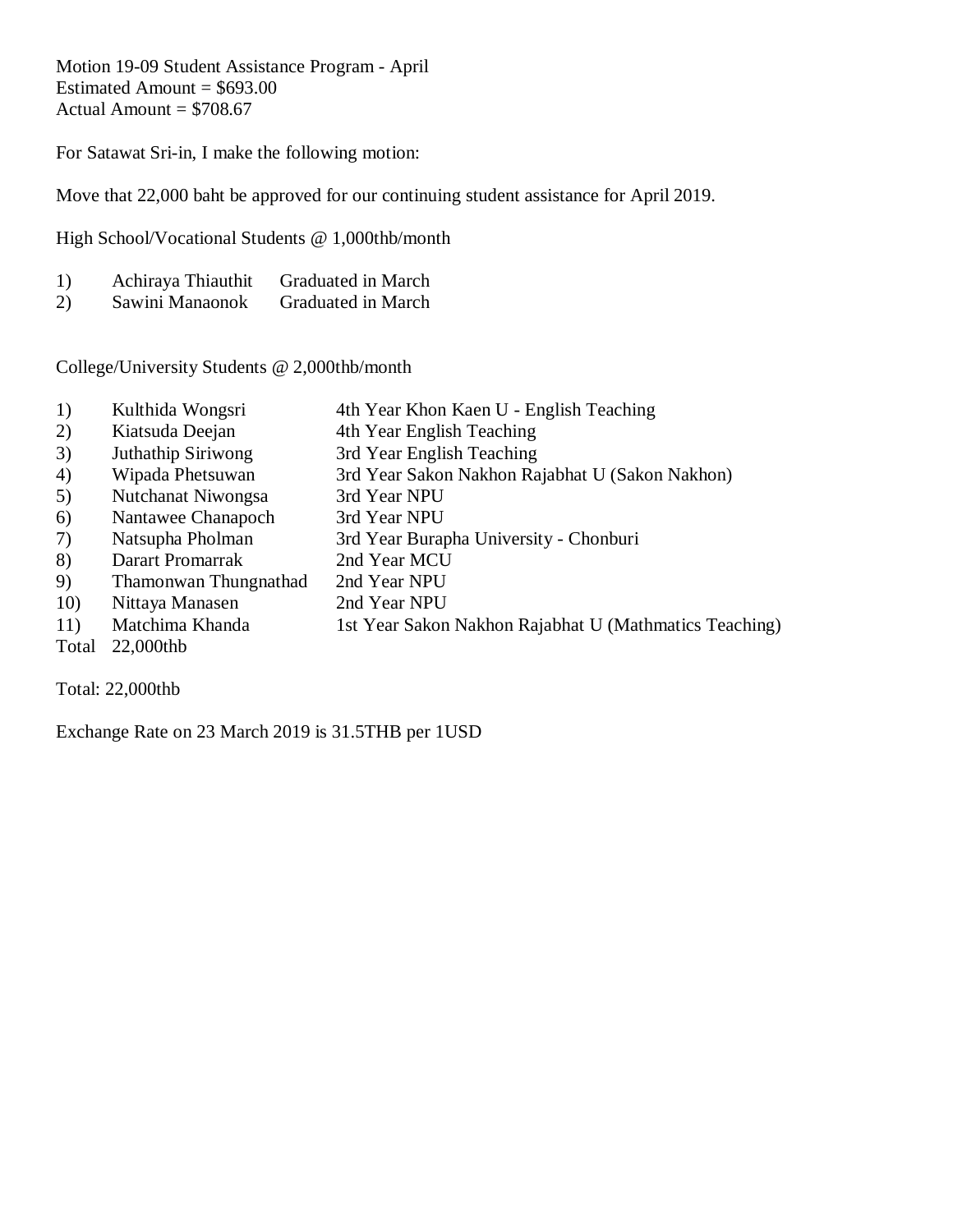Motion 19-09 Student Assistance Program - April
Estimated Amount = $693.00
Actual Amount = $708.67

For Satawat Sri-in, I make the following motion:

Move that 22,000 baht be approved for our continuing student assistance for April 2019.

High School/Vocational Students @ 1,000thb/month

| | | |
|---|---|---|
| 1) | Achiraya Thiauthit | Graduated in March |
| 2) | Sawini Manaonok | Graduated in March |

College/University Students @ 2,000thb/month

| | | |
|---|---|---|
| 1) | Kulthida Wongsri | 4th Year Khon Kaen U - English Teaching |
| 2) | Kiatsuda Deejan | 4th Year English Teaching |
| 3) | Juthathip Siriwong | 3rd Year English Teaching |
| 4) | Wipada Phetsuwan | 3rd Year Sakon Nakhon Rajabhat U (Sakon Nakhon) |
| 5) | Nutchanat Niwongsa | 3rd Year NPU |
| 6) | Nantawee Chanapoch | 3rd Year NPU |
| 7) | Natsupha Pholman | 3rd Year Burapha University - Chonburi |
| 8) | Darart Promarrak | 2nd Year MCU |
| 9) | Thamonwan Thungnathad | 2nd Year NPU |
| 10) | Nittaya Manasen | 2nd Year NPU |
| 11) | Matchima Khanda | 1st Year Sakon Nakhon Rajabhat U (Mathmatics Teaching) |
| Total | 22,000thb | |

Total: 22,000thb

Exchange Rate on 23 March 2019 is 31.5THB per 1USD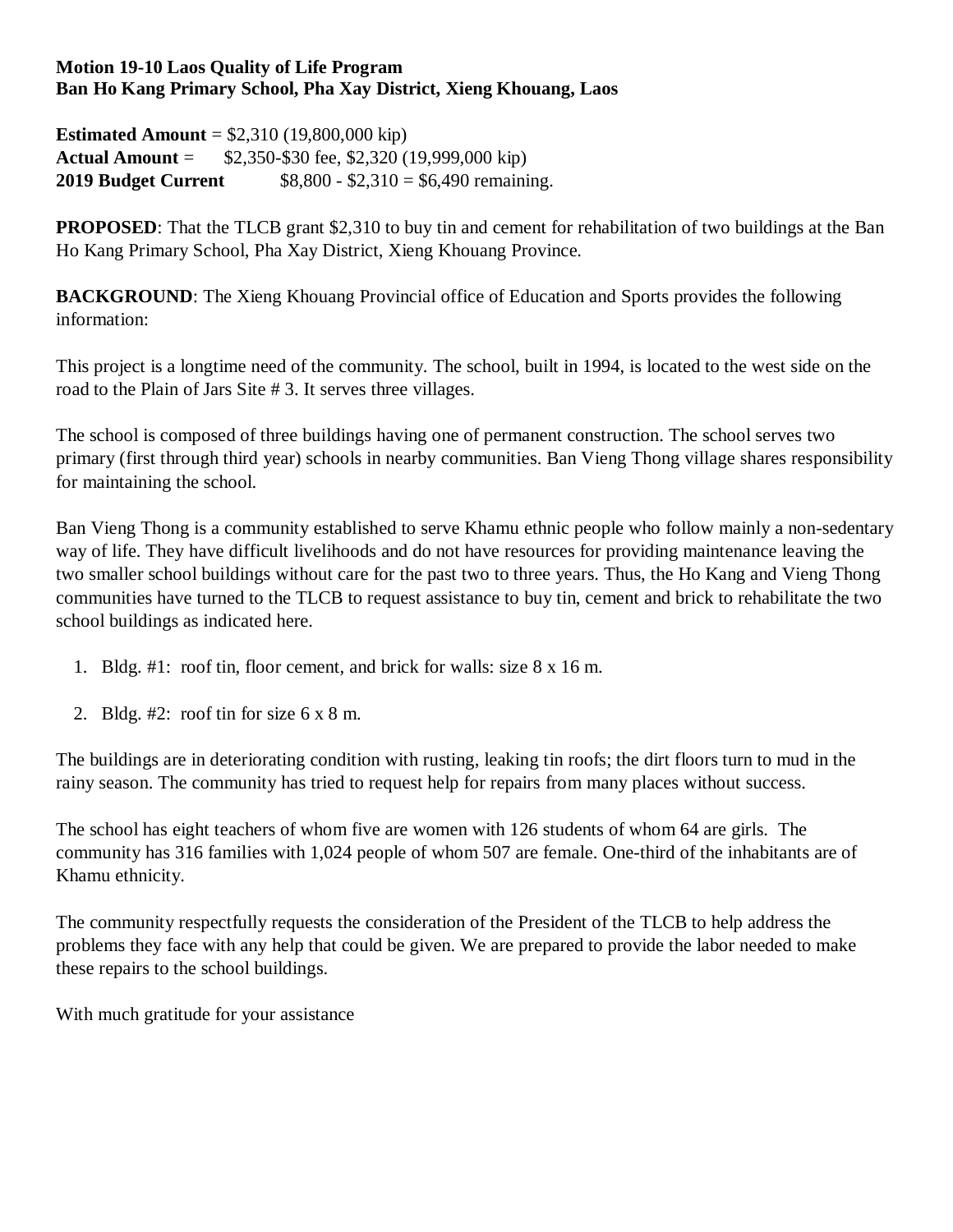**Motion 19-10 Laos Quality of Life Program**
**Ban Ho Kang Primary School, Pha Xay District, Xieng Khouang, Laos**

**Estimated Amount** = $2,310 (19,800,000 kip)
**Actual Amount** = $2,350-$30 fee, $2,320 (19,999,000 kip)
**2019 Budget Current** $8,800 - $2,310 = $6,490 remaining.

**PROPOSED**: That the TLCB grant $2,310 to buy tin and cement for rehabilitation of two buildings at the Ban Ho Kang Primary School, Pha Xay District, Xieng Khouang Province.

**BACKGROUND**: The Xieng Khouang Provincial office of Education and Sports provides the following information:

This project is a longtime need of the community. The school, built in 1994, is located to the west side on the road to the Plain of Jars Site # 3. It serves three villages.

The school is composed of three buildings having one of permanent construction. The school serves two primary (first through third year) schools in nearby communities. Ban Vieng Thong village shares responsibility for maintaining the school.

Ban Vieng Thong is a community established to serve Khamu ethnic people who follow mainly a non-sedentary way of life. They have difficult livelihoods and do not have resources for providing maintenance leaving the two smaller school buildings without care for the past two to three years. Thus, the Ho Kang and Vieng Thong communities have turned to the TLCB to request assistance to buy tin, cement and brick to rehabilitate the two school buildings as indicated here.

1. Bldg. #1: roof tin, floor cement, and brick for walls: size 8 x 16 m.
2. Bldg. #2: roof tin for size 6 x 8 m.

The buildings are in deteriorating condition with rusting, leaking tin roofs; the dirt floors turn to mud in the rainy season. The community has tried to request help for repairs from many places without success.

The school has eight teachers of whom five are women with 126 students of whom 64 are girls. The community has 316 families with 1,024 people of whom 507 are female. One-third of the inhabitants are of Khamu ethnicity.

The community respectfully requests the consideration of the President of the TLCB to help address the problems they face with any help that could be given. We are prepared to provide the labor needed to make these repairs to the school buildings.

With much gratitude for your assistance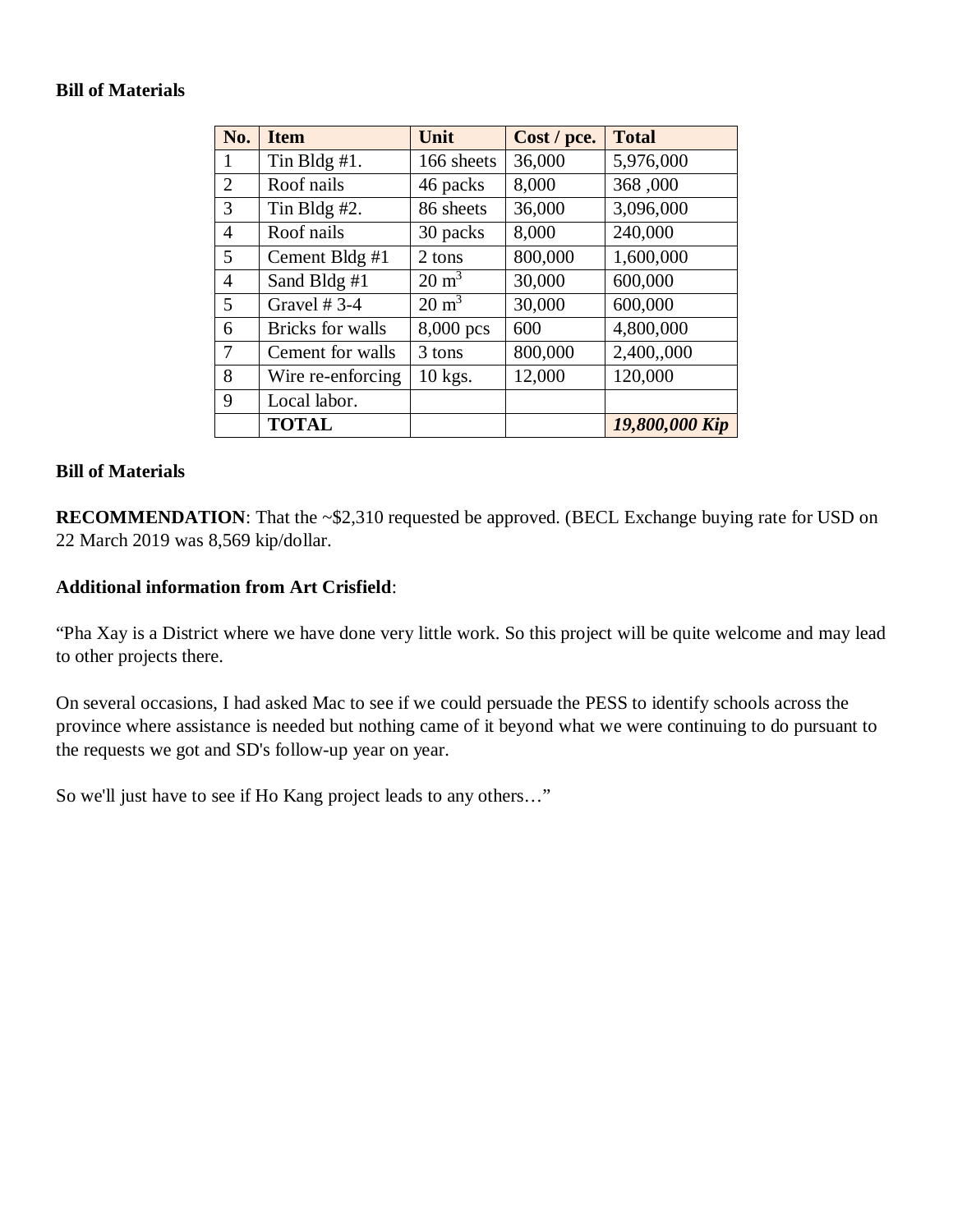**Bill of Materials**

| No. | Item | Unit | Cost / pce. | Total |
|---|---|---|---|---|
| 1 | Tin Bldg #1. | 166 sheets | 36,000 | 5,976,000 |
| 2 | Roof nails | 46 packs | 8,000 | 368 ,000 |
| 3 | Tin Bldg #2. | 86 sheets | 36,000 | 3,096,000 |
| 4 | Roof nails | 30 packs | 8,000 | 240,000 |
| 5 | Cement Bldg #1 | 2 tons | 800,000 | 1,600,000 |
| 4 | Sand Bldg #1 | 20 $m^3$ | 30,000 | 600,000 |
| 5 | Gravel # 3-4 | 20 $m^3$ | 30,000 | 600,000 |
| 6 | Bricks for walls | 8,000 pcs | 600 | 4,800,000 |
| 7 | Cement for walls | 3 tons | 800,000 | 2,400,,000 |
| 8 | Wire re-enforcing | 10 kgs. | 12,000 | 120,000 |
| 9 | Local labor. | | | |
| | **TOTAL** | | | ***19,800,000 Kip*** |

**Bill of Materials**

**RECOMMENDATION**: That the ~$2,310 requested be approved. (BECL Exchange buying rate for USD on 22 March 2019 was 8,569 kip/dollar.

**Additional information from Art Crisfield**:

"Pha Xay is a District where we have done very little work. So this project will be quite welcome and may lead to other projects there.

On several occasions, I had asked Mac to see if we could persuade the PESS to identify schools across the province where assistance is needed but nothing came of it beyond what we were continuing to do pursuant to the requests we got and SD's follow-up year on year.

So we'll just have to see if Ho Kang project leads to any others…"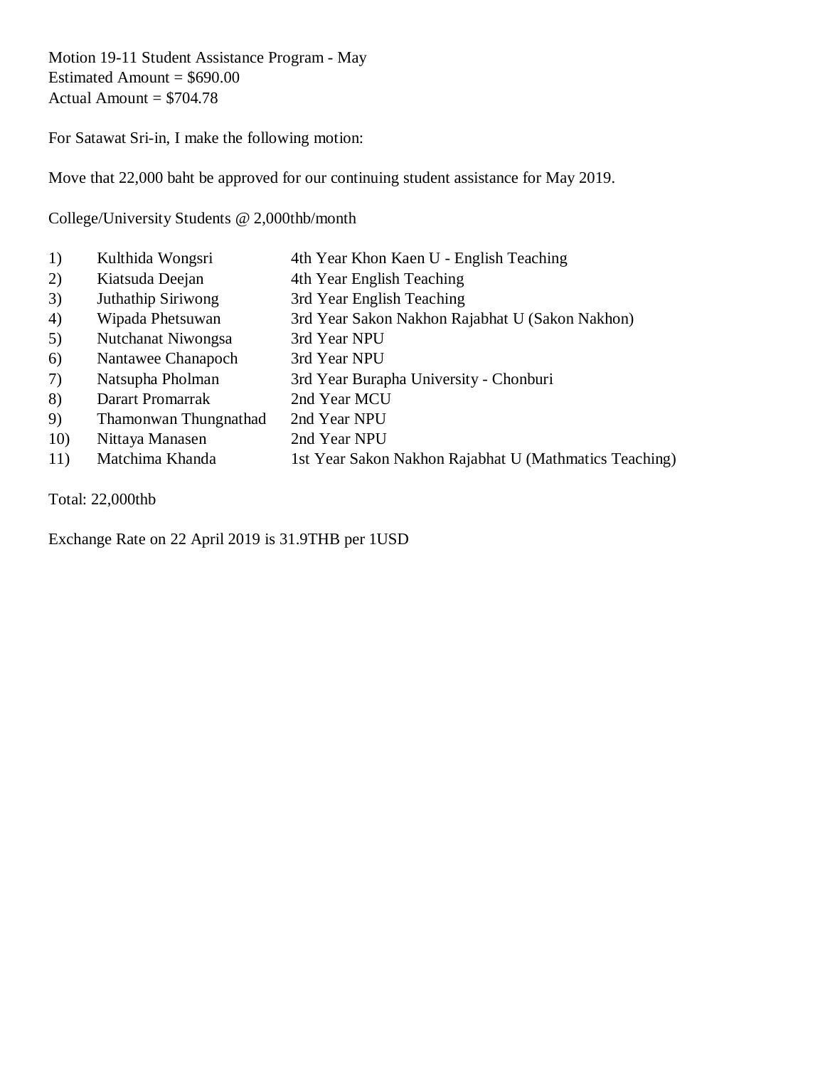Motion 19-11 Student Assistance Program - May
Estimated Amount = $690.00
Actual Amount = $704.78

For Satawat Sri-in, I make the following motion:

Move that 22,000 baht be approved for our continuing student assistance for May 2019.

College/University Students @ 2,000thb/month

| | | |
|---|---|---|
| 1) | Kulthida Wongsri | 4th Year Khon Kaen U - English Teaching |
| 2) | Kiatsuda Deejan | 4th Year English Teaching |
| 3) | Juthathip Siriwong | 3rd Year English Teaching |
| 4) | Wipada Phetsuwan | 3rd Year Sakon Nakhon Rajabhat U (Sakon Nakhon) |
| 5) | Nutchanat Niwongsa | 3rd Year NPU |
| 6) | Nantawee Chanapoch | 3rd Year NPU |
| 7) | Natsupha Pholman | 3rd Year Burapha University - Chonburi |
| 8) | Darart Promarrak | 2nd Year MCU |
| 9) | Thamonwan Thungnathad | 2nd Year NPU |
| 10) | Nittaya Manasen | 2nd Year NPU |
| 11) | Matchima Khanda | 1st Year Sakon Nakhon Rajabhat U (Mathmatics Teaching) |

Total: 22,000thb

Exchange Rate on 22 April 2019 is 31.9THB per 1USD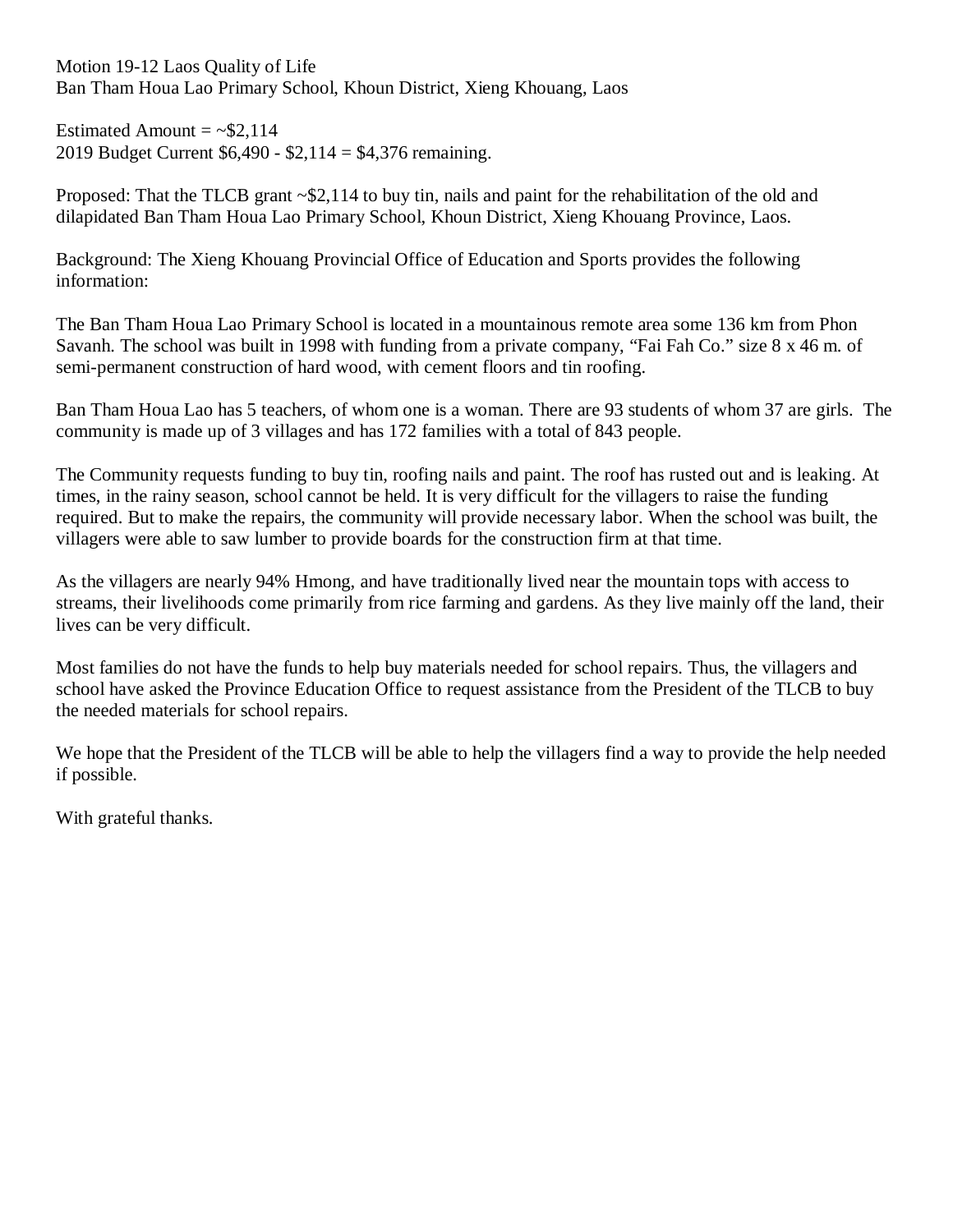Motion 19-12 Laos Quality of Life
Ban Tham Houa Lao Primary School, Khoun District, Xieng Khouang, Laos

Estimated Amount = ~$2,114
2019 Budget Current $6,490 - $2,114 = $4,376 remaining.

Proposed: That the TLCB grant ~$2,114 to buy tin, nails and paint for the rehabilitation of the old and dilapidated Ban Tham Houa Lao Primary School, Khoun District, Xieng Khouang Province, Laos.

Background: The Xieng Khouang Provincial Office of Education and Sports provides the following information:

The Ban Tham Houa Lao Primary School is located in a mountainous remote area some 136 km from Phon Savanh. The school was built in 1998 with funding from a private company, "Fai Fah Co." size 8 x 46 m. of semi-permanent construction of hard wood, with cement floors and tin roofing.

Ban Tham Houa Lao has 5 teachers, of whom one is a woman. There are 93 students of whom 37 are girls. The community is made up of 3 villages and has 172 families with a total of 843 people.

The Community requests funding to buy tin, roofing nails and paint. The roof has rusted out and is leaking. At times, in the rainy season, school cannot be held. It is very difficult for the villagers to raise the funding required. But to make the repairs, the community will provide necessary labor. When the school was built, the villagers were able to saw lumber to provide boards for the construction firm at that time.

As the villagers are nearly 94% Hmong, and have traditionally lived near the mountain tops with access to streams, their livelihoods come primarily from rice farming and gardens. As they live mainly off the land, their lives can be very difficult.

Most families do not have the funds to help buy materials needed for school repairs. Thus, the villagers and school have asked the Province Education Office to request assistance from the President of the TLCB to buy the needed materials for school repairs.

We hope that the President of the TLCB will be able to help the villagers find a way to provide the help needed if possible.

With grateful thanks.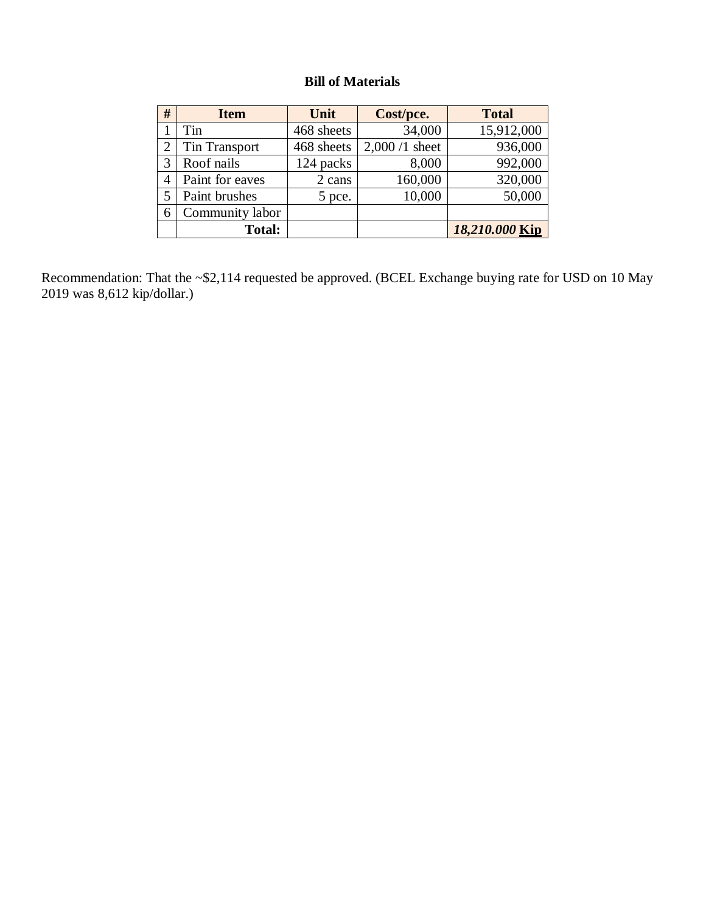**Bill of Materials**

| # | Item | Unit | Cost/pce. | Total |
|---|---|---|---|---|
| 1 | Tin | 468 sheets | 34,000 | 15,912,000 |
| 2 | Tin Transport | 468 sheets | 2,000 /1 sheet | 936,000 |
| 3 | Roof nails | 124 packs | 8,000 | 992,000 |
| 4 | Paint for eaves | 2 cans | 160,000 | 320,000 |
| 5 | Paint brushes | 5 pce. | 10,000 | 50,000 |
| 6 | Community labor | | | |
| | **Total:** | | | ***18,210.000* <u>Kip</u>** |

Recommendation: That the ~$2,114 requested be approved. (BCEL Exchange buying rate for USD on 10 May 2019 was 8,612 kip/dollar.)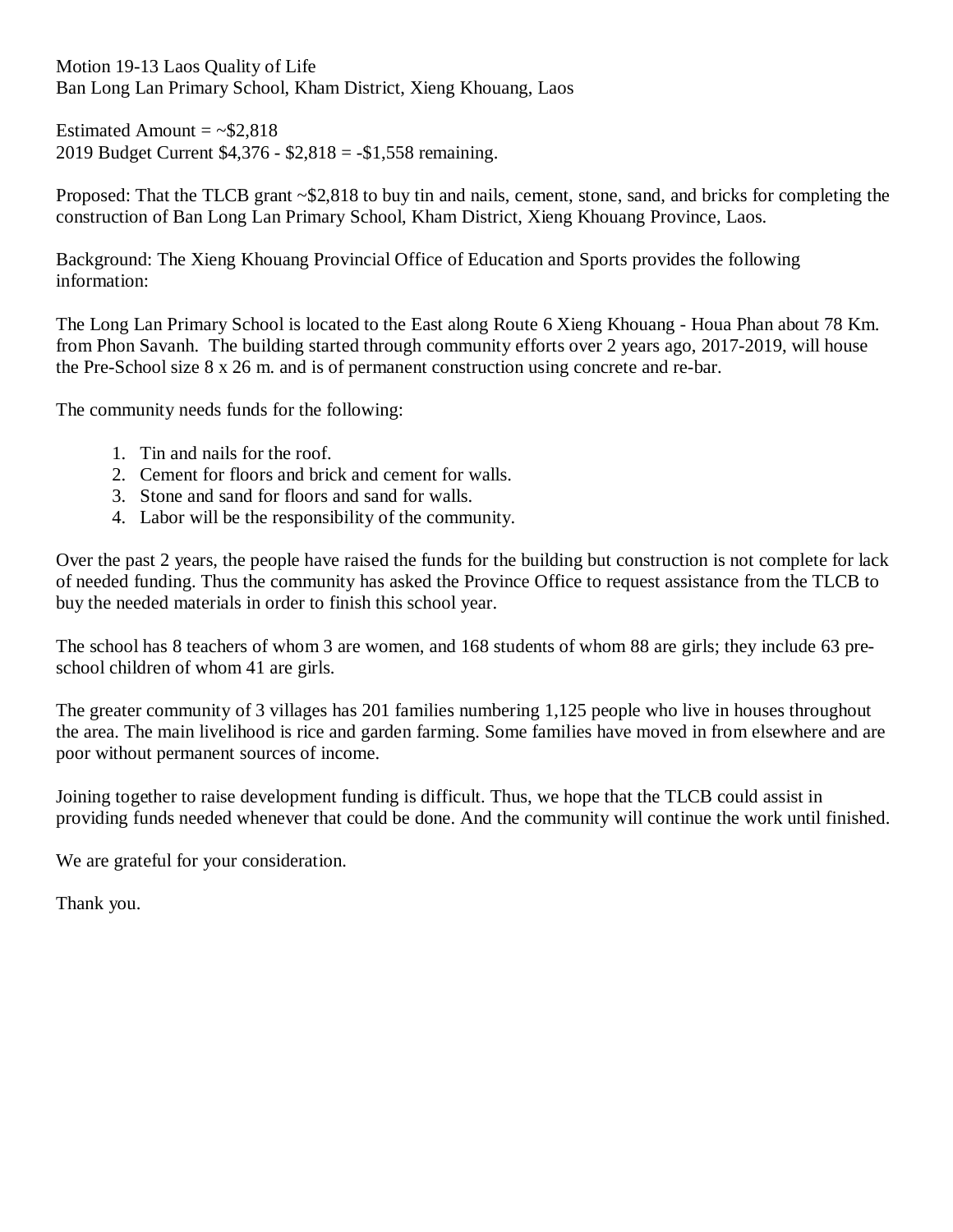Motion 19-13 Laos Quality of Life
Ban Long Lan Primary School, Kham District, Xieng Khouang, Laos

Estimated Amount = ~$2,818
2019 Budget Current $4,376 - $2,818 = -$1,558 remaining.

Proposed: That the TLCB grant ~$2,818 to buy tin and nails, cement, stone, sand, and bricks for completing the construction of Ban Long Lan Primary School, Kham District, Xieng Khouang Province, Laos.

Background: The Xieng Khouang Provincial Office of Education and Sports provides the following information:

The Long Lan Primary School is located to the East along Route 6 Xieng Khouang - Houa Phan about 78 Km. from Phon Savanh. The building started through community efforts over 2 years ago, 2017-2019, will house the Pre-School size 8 x 26 m. and is of permanent construction using concrete and re-bar.

The community needs funds for the following:

1. Tin and nails for the roof.
2. Cement for floors and brick and cement for walls.
3. Stone and sand for floors and sand for walls.
4. Labor will be the responsibility of the community.

Over the past 2 years, the people have raised the funds for the building but construction is not complete for lack of needed funding. Thus the community has asked the Province Office to request assistance from the TLCB to buy the needed materials in order to finish this school year.

The school has 8 teachers of whom 3 are women, and 168 students of whom 88 are girls; they include 63 pre-school children of whom 41 are girls.

The greater community of 3 villages has 201 families numbering 1,125 people who live in houses throughout the area. The main livelihood is rice and garden farming. Some families have moved in from elsewhere and are poor without permanent sources of income.

Joining together to raise development funding is difficult. Thus, we hope that the TLCB could assist in providing funds needed whenever that could be done. And the community will continue the work until finished.

We are grateful for your consideration.

Thank you.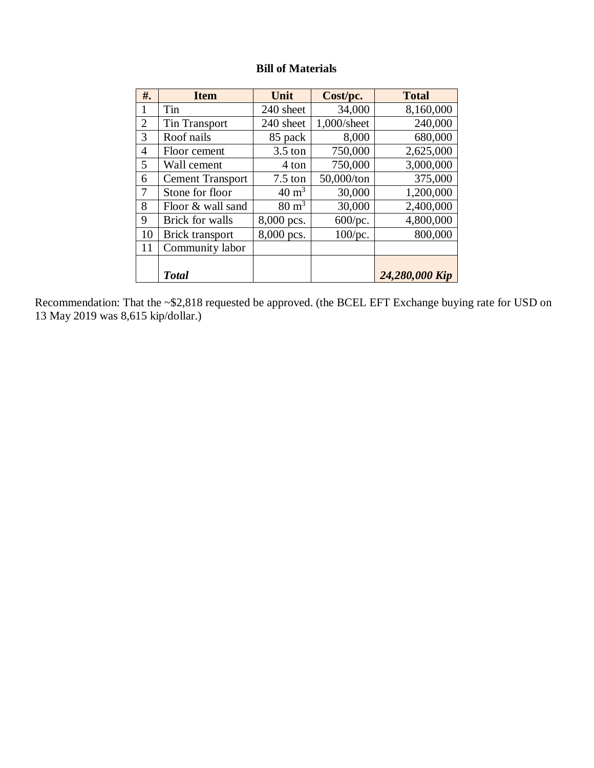**Bill of Materials**

| #. | Item | Unit | Cost/pc. | Total |
|---|---|---|---|---|
| 1 | Tin | 240 sheet | 34,000 | 8,160,000 |
| 2 | Tin Transport | 240 sheet | 1,000/sheet | 240,000 |
| 3 | Roof nails | 85 pack | 8,000 | 680,000 |
| 4 | Floor cement | 3.5 ton | 750,000 | 2,625,000 |
| 5 | Wall cement | 4 ton | 750,000 | 3,000,000 |
| 6 | Cement Transport | 7.5 ton | 50,000/ton | 375,000 |
| 7 | Stone for floor | 40 $m^3$ | 30,000 | 1,200,000 |
| 8 | Floor & wall sand | 80 $m^3$ | 30,000 | 2,400,000 |
| 9 | Brick for walls | 8,000 pcs. | 600/pc. | 4,800,000 |
| 10 | Brick transport | 8,000 pcs. | 100/pc. | 800,000 |
| 11 | Community labor | | | |
| | ***Total*** | | | ***24,280,000 Kip*** |

Recommendation: That the ~$2,818 requested be approved. (the BCEL EFT Exchange buying rate for USD on 13 May 2019 was 8,615 kip/dollar.)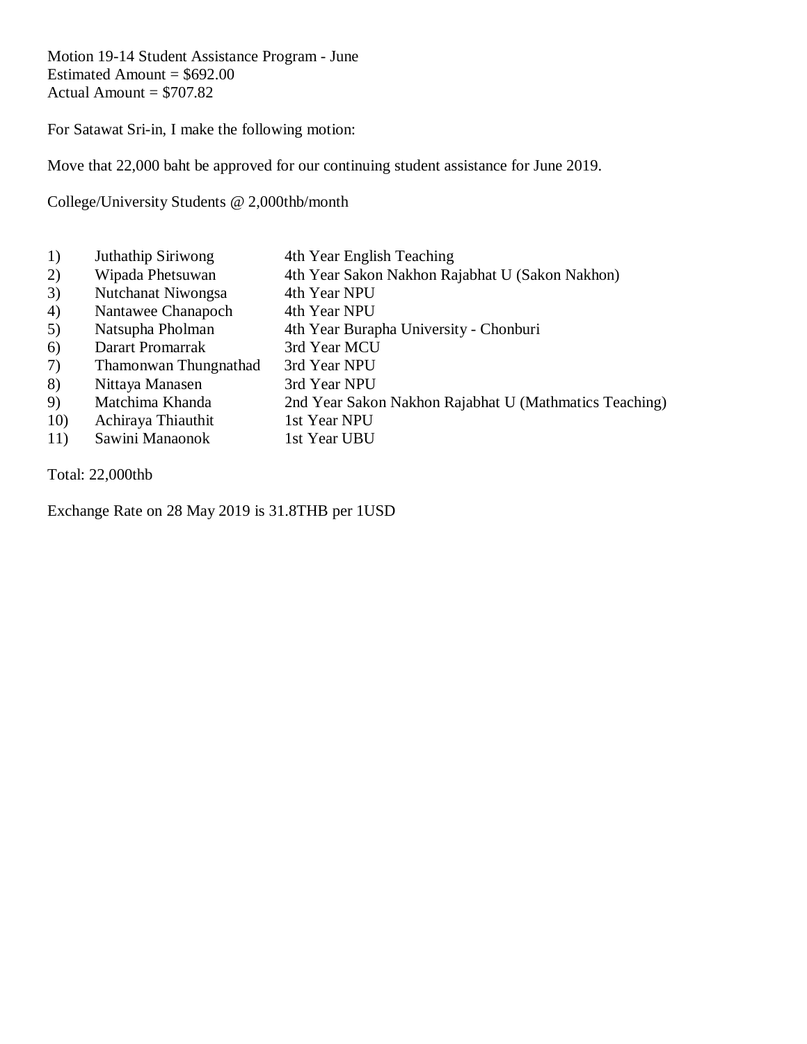Motion 19-14 Student Assistance Program - June
Estimated Amount = $692.00
Actual Amount = $707.82

For Satawat Sri-in, I make the following motion:

Move that 22,000 baht be approved for our continuing student assistance for June 2019.

College/University Students @ 2,000thb/month

| | | |
|---|---|---|
| 1) | Juthathip Siriwong | 4th Year English Teaching |
| 2) | Wipada Phetsuwan | 4th Year Sakon Nakhon Rajabhat U (Sakon Nakhon) |
| 3) | Nutchanat Niwongsa | 4th Year NPU |
| 4) | Nantawee Chanapoch | 4th Year NPU |
| 5) | Natsupha Pholman | 4th Year Burapha University - Chonburi |
| 6) | Darart Promarrak | 3rd Year MCU |
| 7) | Thamonwan Thungnathad | 3rd Year NPU |
| 8) | Nittaya Manasen | 3rd Year NPU |
| 9) | Matchima Khanda | 2nd Year Sakon Nakhon Rajabhat U (Mathmatics Teaching) |
| 10) | Achiraya Thiauthit | 1st Year NPU |
| 11) | Sawini Manaonok | 1st Year UBU |

Total: 22,000thb

Exchange Rate on 28 May 2019 is 31.8THB per 1USD